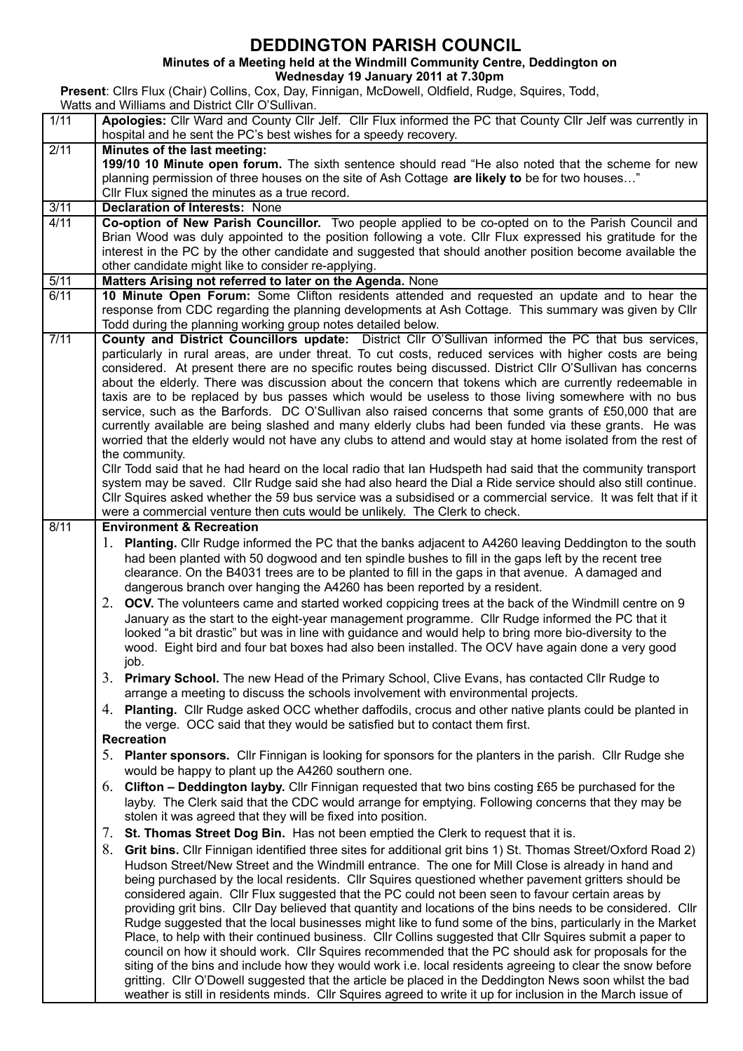# DEDDINGTON PARISH COUNCIL

**Minutes of a Meeting held at the Windmill Community Centre, Deddington on Wednesday 19 January 2011 at 7.30pm**

**Present**: Cllrs Flux (Chair) Collins, Cox, Day, Finnigan, McDowell, Oldfield, Rudge, Squires, Todd, Watts and Williams and District Cllr O'Sullivan.

| | |
|---|---|
| 1/11 | **Apologies:** Cllr Ward and County Cllr Jelf. Cllr Flux informed the PC that County Cllr Jelf was currently in hospital and he sent the PC's best wishes for a speedy recovery. |
| 2/11 | **Minutes of the last meeting:**<br>**199/10 10 Minute open forum.** The sixth sentence should read "He also noted that the scheme for new planning permission of three houses on the site of Ash Cottage **are likely to** be for two houses…"<br>Cllr Flux signed the minutes as a true record. |
| 3/11 | **Declaration of Interests:** None |
| 4/11 | **Co-option of New Parish Councillor.** Two people applied to be co-opted on to the Parish Council and Brian Wood was duly appointed to the position following a vote. Cllr Flux expressed his gratitude for the interest in the PC by the other candidate and suggested that should another position become available the other candidate might like to consider re-applying. |
| 5/11 | **Matters Arising not referred to later on the Agenda.** None |
| 6/11 | **10 Minute Open Forum:** Some Clifton residents attended and requested an update and to hear the response from CDC regarding the planning developments at Ash Cottage. This summary was given by Cllr Todd during the planning working group notes detailed below. |
| 7/11 | **County and District Councillors update:** District Cllr O'Sullivan informed the PC that bus services, particularly in rural areas, are under threat. To cut costs, reduced services with higher costs are being considered. At present there are no specific routes being discussed. District Cllr O'Sullivan has concerns about the elderly. There was discussion about the concern that tokens which are currently redeemable in taxis are to be replaced by bus passes which would be useless to those living somewhere with no bus service, such as the Barfords. DC O'Sullivan also raised concerns that some grants of £50,000 that are currently available are being slashed and many elderly clubs had been funded via these grants. He was worried that the elderly would not have any clubs to attend and would stay at home isolated from the rest of the community.<br>Cllr Todd said that he had heard on the local radio that Ian Hudspeth had said that the community transport system may be saved. Cllr Rudge said she had also heard the Dial a Ride service should also still continue. Cllr Squires asked whether the 59 bus service was a subsidised or a commercial service. It was felt that if it were a commercial venture then cuts would be unlikely. The Clerk to check. |
| 8/11 | **Environment & Recreation**<br>1. **Planting.** Cllr Rudge informed the PC that the banks adjacent to A4260 leaving Deddington to the south had been planted with 50 dogwood and ten spindle bushes to fill in the gaps left by the recent tree clearance. On the B4031 trees are to be planted to fill in the gaps in that avenue. A damaged and dangerous branch over hanging the A4260 has been reported by a resident.<br>2. **OCV.** The volunteers came and started worked coppicing trees at the back of the Windmill centre on 9 January as the start to the eight-year management programme. Cllr Rudge informed the PC that it looked "a bit drastic" but was in line with guidance and would help to bring more bio-diversity to the wood. Eight bird and four bat boxes had also been installed. The OCV have again done a very good job.<br>3. **Primary School.** The new Head of the Primary School, Clive Evans, has contacted Cllr Rudge to arrange a meeting to discuss the schools involvement with environmental projects.<br>4. **Planting.** Cllr Rudge asked OCC whether daffodils, crocus and other native plants could be planted in the verge. OCC said that they would be satisfied but to contact them first.<br>**Recreation**<br>5. **Planter sponsors.** Cllr Finnigan is looking for sponsors for the planters in the parish. Cllr Rudge she would be happy to plant up the A4260 southern one.<br>6. **Clifton – Deddington layby.** Cllr Finnigan requested that two bins costing £65 be purchased for the layby. The Clerk said that the CDC would arrange for emptying. Following concerns that they may be stolen it was agreed that they will be fixed into position.<br>7. **St. Thomas Street Dog Bin.** Has not been emptied the Clerk to request that it is.<br>8. **Grit bins.** Cllr Finnigan identified three sites for additional grit bins 1) St. Thomas Street/Oxford Road 2) Hudson Street/New Street and the Windmill entrance. The one for Mill Close is already in hand and being purchased by the local residents. Cllr Squires questioned whether pavement gritters should be considered again. Cllr Flux suggested that the PC could not been seen to favour certain areas by providing grit bins. Cllr Day believed that quantity and locations of the bins needs to be considered. Cllr Rudge suggested that the local businesses might like to fund some of the bins, particularly in the Market Place, to help with their continued business. Cllr Collins suggested that Cllr Squires submit a paper to council on how it should work. Cllr Squires recommended that the PC should ask for proposals for the siting of the bins and include how they would work i.e. local residents agreeing to clear the snow before gritting. Cllr O'Dowell suggested that the article be placed in the Deddington News soon whilst the bad weather is still in residents minds. Cllr Squires agreed to write it up for inclusion in the March issue of |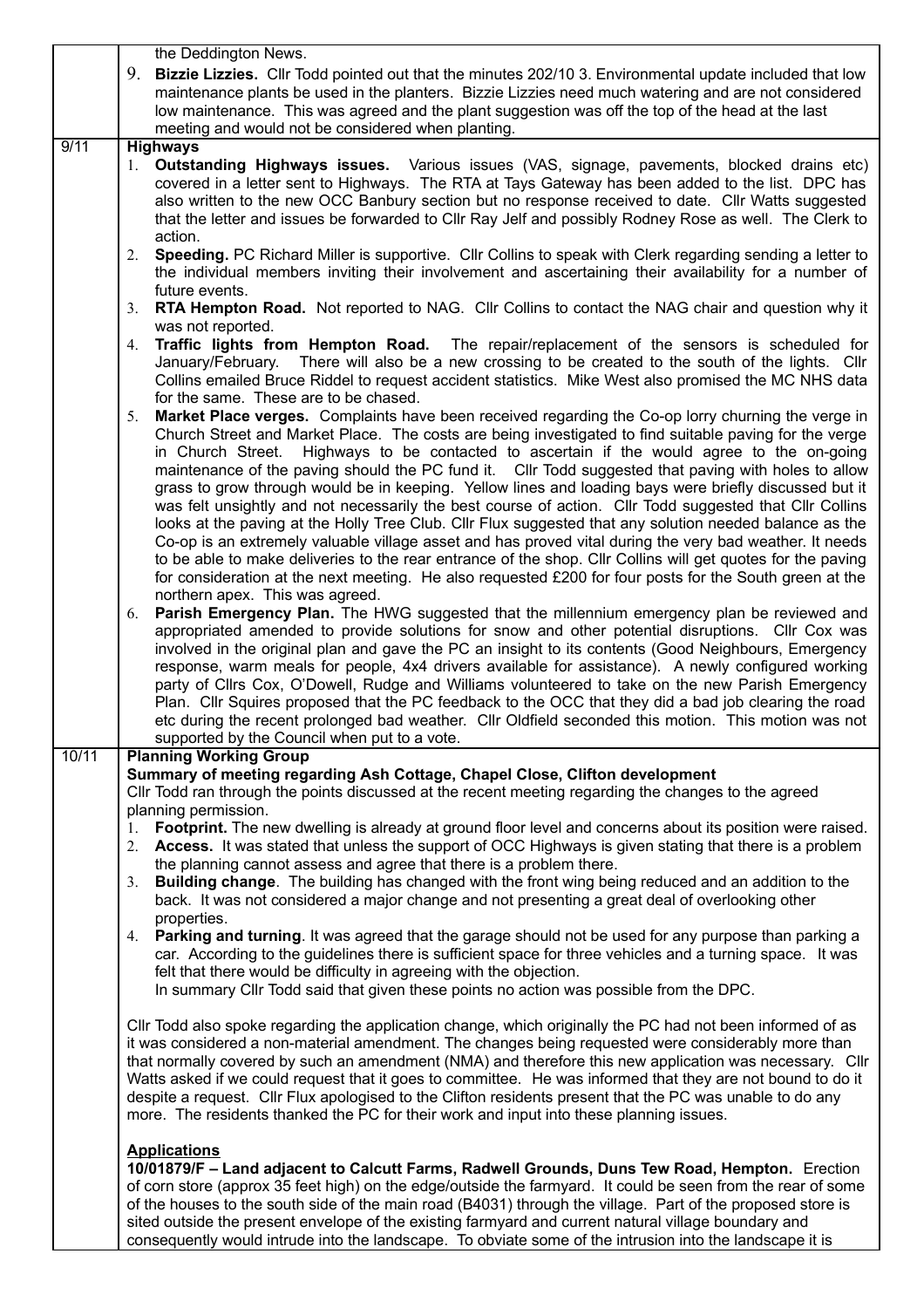| | |
|---|---|
| | the Deddington News.<br>9. **Bizzie Lizzies.** Cllr Todd pointed out that the minutes 202/10 3. Environmental update included that low maintenance plants be used in the planters. Bizzie Lizzies need much watering and are not considered low maintenance. This was agreed and the plant suggestion was off the top of the head at the last meeting and would not be considered when planting. |
| 9/11 | **Highways**<br>1. **Outstanding Highways issues.** Various issues (VAS, signage, pavements, blocked drains etc) covered in a letter sent to Highways. The RTA at Tays Gateway has been added to the list. DPC has also written to the new OCC Banbury section but no response received to date. Cllr Watts suggested that the letter and issues be forwarded to Cllr Ray Jelf and possibly Rodney Rose as well. The Clerk to action.<br>2. **Speeding.** PC Richard Miller is supportive. Cllr Collins to speak with Clerk regarding sending a letter to the individual members inviting their involvement and ascertaining their availability for a number of future events.<br>3. **RTA Hempton Road.** Not reported to NAG. Cllr Collins to contact the NAG chair and question why it was not reported.<br>4. **Traffic lights from Hempton Road.** The repair/replacement of the sensors is scheduled for January/February. There will also be a new crossing to be created to the south of the lights. Cllr Collins emailed Bruce Riddel to request accident statistics. Mike West also promised the MC NHS data for the same. These are to be chased.<br>5. **Market Place verges.** Complaints have been received regarding the Co-op lorry churning the verge in Church Street and Market Place. The costs are being investigated to find suitable paving for the verge in Church Street. Highways to be contacted to ascertain if the would agree to the on-going maintenance of the paving should the PC fund it. Cllr Todd suggested that paving with holes to allow grass to grow through would be in keeping. Yellow lines and loading bays were briefly discussed but it was felt unsightly and not necessarily the best course of action. Cllr Todd suggested that Cllr Collins looks at the paving at the Holly Tree Club. Cllr Flux suggested that any solution needed balance as the Co-op is an extremely valuable village asset and has proved vital during the very bad weather. It needs to be able to make deliveries to the rear entrance of the shop. Cllr Collins will get quotes for the paving for consideration at the next meeting. He also requested £200 for four posts for the South green at the northern apex. This was agreed.<br>6. **Parish Emergency Plan.** The HWG suggested that the millennium emergency plan be reviewed and appropriated amended to provide solutions for snow and other potential disruptions. Cllr Cox was involved in the original plan and gave the PC an insight to its contents (Good Neighbours, Emergency response, warm meals for people, 4x4 drivers available for assistance). A newly configured working party of Cllrs Cox, O'Dowell, Rudge and Williams volunteered to take on the new Parish Emergency Plan. Cllr Squires proposed that the PC feedback to the OCC that they did a bad job clearing the road etc during the recent prolonged bad weather. Cllr Oldfield seconded this motion. This motion was not supported by the Council when put to a vote. |
| 10/11 | **Planning Working Group**<br>**Summary of meeting regarding Ash Cottage, Chapel Close, Clifton development**<br>Cllr Todd ran through the points discussed at the recent meeting regarding the changes to the agreed planning permission.<br>1. **Footprint.** The new dwelling is already at ground floor level and concerns about its position were raised.<br>2. **Access.** It was stated that unless the support of OCC Highways is given stating that there is a problem the planning cannot assess and agree that there is a problem there.<br>3. **Building change**. The building has changed with the front wing being reduced and an addition to the back. It was not considered a major change and not presenting a great deal of overlooking other properties.<br>4. **Parking and turning**. It was agreed that the garage should not be used for any purpose than parking a car. According to the guidelines there is sufficient space for three vehicles and a turning space. It was felt that there would be difficulty in agreeing with the objection.<br>In summary Cllr Todd said that given these points no action was possible from the DPC.<br><br>Cllr Todd also spoke regarding the application change, which originally the PC had not been informed of as it was considered a non-material amendment. The changes being requested were considerably more than that normally covered by such an amendment (NMA) and therefore this new application was necessary. Cllr Watts asked if we could request that it goes to committee. He was informed that they are not bound to do it despite a request. Cllr Flux apologised to the Clifton residents present that the PC was unable to do any more. The residents thanked the PC for their work and input into these planning issues.<br><br>**Applications**<br>**10/01879/F – Land adjacent to Calcutt Farms, Radwell Grounds, Duns Tew Road, Hempton.** Erection of corn store (approx 35 feet high) on the edge/outside the farmyard. It could be seen from the rear of some of the houses to the south side of the main road (B4031) through the village. Part of the proposed store is sited outside the present envelope of the existing farmyard and current natural village boundary and consequently would intrude into the landscape. To obviate some of the intrusion into the landscape it is |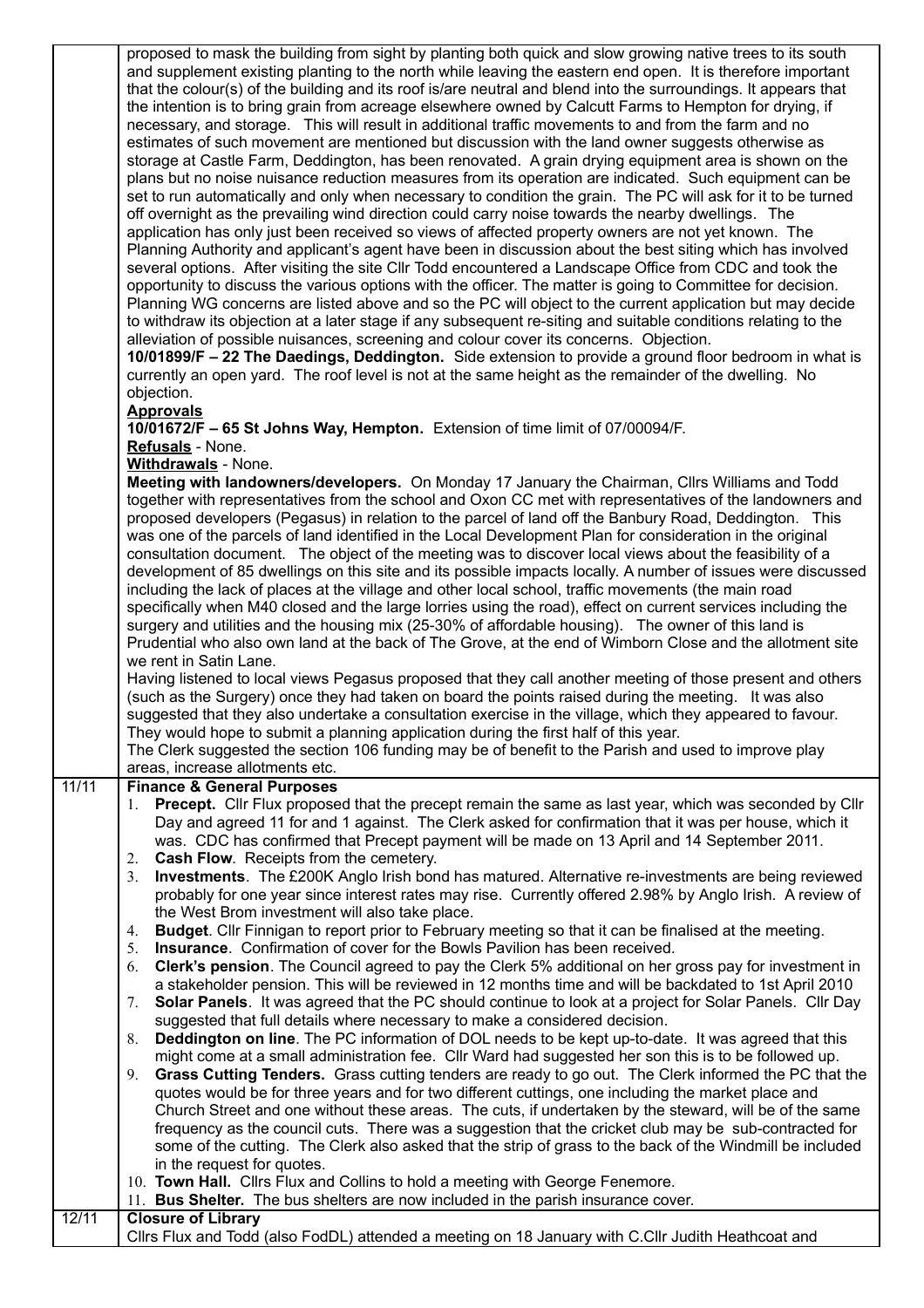| | |
|---|---|
| | proposed to mask the building from sight by planting both quick and slow growing native trees to its south and supplement existing planting to the north while leaving the eastern end open. It is therefore important that the colour(s) of the building and its roof is/are neutral and blend into the surroundings. It appears that the intention is to bring grain from acreage elsewhere owned by Calcutt Farms to Hempton for drying, if necessary, and storage. This will result in additional traffic movements to and from the farm and no estimates of such movement are mentioned but discussion with the land owner suggests otherwise as storage at Castle Farm, Deddington, has been renovated. A grain drying equipment area is shown on the plans but no noise nuisance reduction measures from its operation are indicated. Such equipment can be set to run automatically and only when necessary to condition the grain. The PC will ask for it to be turned off overnight as the prevailing wind direction could carry noise towards the nearby dwellings. The application has only just been received so views of affected property owners are not yet known. The Planning Authority and applicant's agent have been in discussion about the best siting which has involved several options. After visiting the site Cllr Todd encountered a Landscape Office from CDC and took the opportunity to discuss the various options with the officer. The matter is going to Committee for decision. Planning WG concerns are listed above and so the PC will object to the current application but may decide to withdraw its objection at a later stage if any subsequent re-siting and suitable conditions relating to the alleviation of possible nuisances, screening and colour cover its concerns. Objection.<br>**10/01899/F – 22 The Daedings, Deddington.** Side extension to provide a ground floor bedroom in what is currently an open yard. The roof level is not at the same height as the remainder of the dwelling. No objection.<br>**Approvals**<br>**10/01672/F – 65 St Johns Way, Hempton.** Extension of time limit of 07/00094/F.<br>**Refusals** - None.<br>**Withdrawals** - None.<br>**Meeting with landowners/developers.** On Monday 17 January the Chairman, Cllrs Williams and Todd together with representatives from the school and Oxon CC met with representatives of the landowners and proposed developers (Pegasus) in relation to the parcel of land off the Banbury Road, Deddington. This was one of the parcels of land identified in the Local Development Plan for consideration in the original consultation document. The object of the meeting was to discover local views about the feasibility of a development of 85 dwellings on this site and its possible impacts locally. A number of issues were discussed including the lack of places at the village and other local school, traffic movements (the main road specifically when M40 closed and the large lorries using the road), effect on current services including the surgery and utilities and the housing mix (25-30% of affordable housing). The owner of this land is Prudential who also own land at the back of The Grove, at the end of Wimborn Close and the allotment site we rent in Satin Lane.<br>Having listened to local views Pegasus proposed that they call another meeting of those present and others (such as the Surgery) once they had taken on board the points raised during the meeting. It was also suggested that they also undertake a consultation exercise in the village, which they appeared to favour. They would hope to submit a planning application during the first half of this year.<br>The Clerk suggested the section 106 funding may be of benefit to the Parish and used to improve play areas, increase allotments etc. |
| 11/11 | **Finance & General Purposes**<br>1. **Precept.** Cllr Flux proposed that the precept remain the same as last year, which was seconded by Cllr Day and agreed 11 for and 1 against. The Clerk asked for confirmation that it was per house, which it was. CDC has confirmed that Precept payment will be made on 13 April and 14 September 2011.<br>2. **Cash Flow**. Receipts from the cemetery.<br>3. **Investments**. The £200K Anglo Irish bond has matured. Alternative re-investments are being reviewed probably for one year since interest rates may rise. Currently offered 2.98% by Anglo Irish. A review of the West Brom investment will also take place.<br>4. **Budget**. Cllr Finnigan to report prior to February meeting so that it can be finalised at the meeting.<br>5. **Insurance**. Confirmation of cover for the Bowls Pavilion has been received.<br>6. **Clerk's pension**. The Council agreed to pay the Clerk 5% additional on her gross pay for investment in a stakeholder pension. This will be reviewed in 12 months time and will be backdated to 1st April 2010<br>7. **Solar Panels**. It was agreed that the PC should continue to look at a project for Solar Panels. Cllr Day suggested that full details where necessary to make a considered decision.<br>8. **Deddington on line**. The PC information of DOL needs to be kept up-to-date. It was agreed that this might come at a small administration fee. Cllr Ward had suggested her son this is to be followed up.<br>9. **Grass Cutting Tenders.** Grass cutting tenders are ready to go out. The Clerk informed the PC that the quotes would be for three years and for two different cuttings, one including the market place and Church Street and one without these areas. The cuts, if undertaken by the steward, will be of the same frequency as the council cuts. There was a suggestion that the cricket club may be sub-contracted for some of the cutting. The Clerk also asked that the strip of grass to the back of the Windmill be included in the request for quotes.<br>10. **Town Hall.** Cllrs Flux and Collins to hold a meeting with George Fenemore.<br>11. **Bus Shelter.** The bus shelters are now included in the parish insurance cover. |
| 12/11 | **Closure of Library**<br>Cllrs Flux and Todd (also FodDL) attended a meeting on 18 January with C.Cllr Judith Heathcoat and |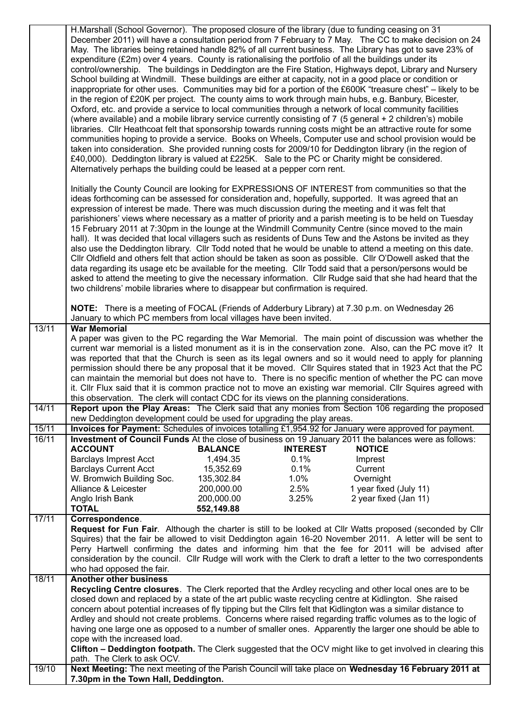| | |
|---|---|
| | H.Marshall (School Governor). The proposed closure of the library (due to funding ceasing on 31 December 2011) will have a consultation period from 7 February to 7 May. The CC to make decision on 24 May. The libraries being retained handle 82% of all current business. The Library has got to save 23% of expenditure (£2m) over 4 years. County is rationalising the portfolio of all the buildings under its control/ownership. The buildings in Deddington are the Fire Station, Highways depot, Library and Nursery School building at Windmill. These buildings are either at capacity, not in a good place or condition or inappropriate for other uses. Communities may bid for a portion of the £600K "treasure chest" – likely to be in the region of £20K per project. The county aims to work through main hubs, e.g. Banbury, Bicester, Oxford, etc. and provide a service to local communities through a network of local community facilities (where available) and a mobile library service currently consisting of 7 (5 general + 2 children's) mobile libraries. Cllr Heathcoat felt that sponsorship towards running costs might be an attractive route for some communities hoping to provide a service. Books on Wheels, Computer use and school provision would be taken into consideration. She provided running costs for 2009/10 for Deddington library (in the region of £40,000). Deddington library is valued at £225K. Sale to the PC or Charity might be considered. Alternatively perhaps the building could be leased at a pepper corn rent.<br><br>Initially the County Council are looking for EXPRESSIONS OF INTEREST from communities so that the ideas forthcoming can be assessed for consideration and, hopefully, supported. It was agreed that an expression of interest be made. There was much discussion during the meeting and it was felt that parishioners' views where necessary as a matter of priority and a parish meeting is to be held on Tuesday 15 February 2011 at 7:30pm in the lounge at the Windmill Community Centre (since moved to the main hall). It was decided that local villagers such as residents of Duns Tew and the Astons be invited as they also use the Deddington library. Cllr Todd noted that he would be unable to attend a meeting on this date. Cllr Oldfield and others felt that action should be taken as soon as possible. Cllr O'Dowell asked that the data regarding its usage etc be available for the meeting. Cllr Todd said that a person/persons would be asked to attend the meeting to give the necessary information. Cllr Rudge said that she had heard that the two childrens' mobile libraries where to disappear but confirmation is required.<br><br>**NOTE:** There is a meeting of FOCAL (Friends of Adderbury Library) at 7.30 p.m. on Wednesday 26 January to which PC members from local villages have been invited. |
| 13/11 | **War Memorial**<br>A paper was given to the PC regarding the War Memorial. The main point of discussion was whether the current war memorial is a listed monument as it is in the conservation zone. Also, can the PC move it? It was reported that that the Church is seen as its legal owners and so it would need to apply for planning permission should there be any proposal that it be moved. Cllr Squires stated that in 1923 Act that the PC can maintain the memorial but does not have to. There is no specific mention of whether the PC can move it. Cllr Flux said that it is common practice not to move an existing war memorial. Cllr Squires agreed with this observation. The clerk will contact CDC for its views on the planning considerations. |
| 14/11 | **Report upon the Play Areas:** The Clerk said that any monies from Section 106 regarding the proposed new Deddington development could be used for upgrading the play areas. |
| 15/11 | **Invoices for Payment:** Schedules of invoices totalling £1,954.92 for January were approved for payment. |
| 16/11 | **Investment of Council Funds** At the close of business on 19 January 2011 the balances were as follows:<br>**ACCOUNT** / **BALANCE** / **INTEREST** / **NOTICE**<br>Barclays Imprest Acct / 1,494.35 / 0.1% / Imprest<br>Barclays Current Acct / 15,352.69 / 0.1% / Current<br>W. Bromwich Building Soc. / 135,302.84 / 1.0% / Overnight<br>Alliance & Leicester / 200,000.00 / 2.5% / 1 year fixed (July 11)<br>Anglo Irish Bank / 200,000.00 / 3.25% / 2 year fixed (Jan 11)<br>**TOTAL** / **552,149.88** |
| 17/11 | **Correspondence**.<br>**Request for Fun Fair**. Although the charter is still to be looked at Cllr Watts proposed (seconded by Cllr Squires) that the fair be allowed to visit Deddington again 16-20 November 2011. A letter will be sent to Perry Hartwell confirming the dates and informing him that the fee for 2011 will be advised after consideration by the council. Cllr Rudge will work with the Clerk to draft a letter to the two correspondents who had opposed the fair. |
| 18/11 | **Another other business**<br>**Recycling Centre closures**. The Clerk reported that the Ardley recycling and other local ones are to be closed down and replaced by a state of the art public waste recycling centre at Kidlington. She raised concern about potential increases of fly tipping but the Cllrs felt that Kidlington was a similar distance to Ardley and should not create problems. Concerns where raised regarding traffic volumes as to the logic of having one large one as opposed to a number of smaller ones. Apparently the larger one should be able to cope with the increased load.<br>**Clifton – Deddington footpath.** The Clerk suggested that the OCV might like to get involved in clearing this path. The Clerk to ask OCV. |
| 19/10 | **Next Meeting:** The next meeting of the Parish Council will take place on **Wednesday 16 February 2011 at 7.30pm in the Town Hall, Deddington.** |